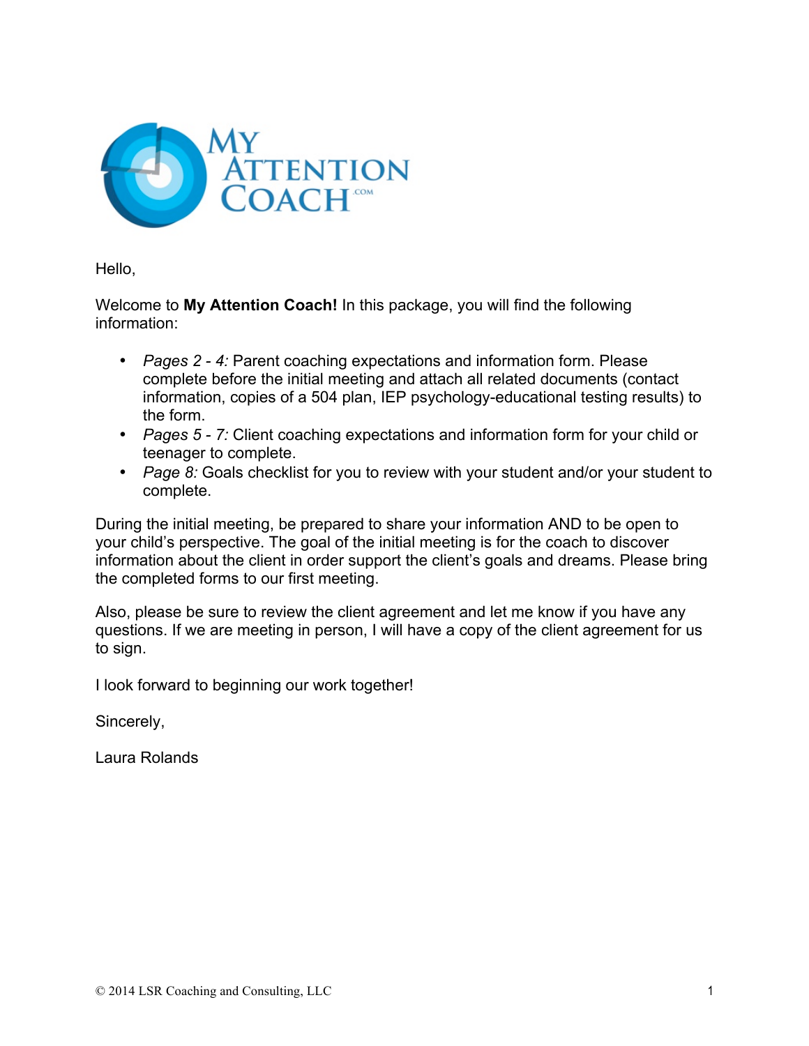Hello,

Welcome to **My Attention Coach!** In this package, you will find the following information:

- *Pages 2 - 4:* Parent coaching expectations and information form. Please complete before the initial meeting and attach all related documents (contact information, copies of a 504 plan, IEP psychology-educational testing results) to the form.
- *Pages 5 - 7:* Client coaching expectations and information form for your child or teenager to complete.
- *Page 8:* Goals checklist for you to review with your student and/or your student to complete.

During the initial meeting, be prepared to share your information AND to be open to your child's perspective. The goal of the initial meeting is for the coach to discover information about the client in order support the client's goals and dreams. Please bring the completed forms to our first meeting.

Also, please be sure to review the client agreement and let me know if you have any questions. If we are meeting in person, I will have a copy of the client agreement for us to sign.

I look forward to beginning our work together!

Sincerely,

Laura Rolands

© 2014 LSR Coaching and Consulting, LLC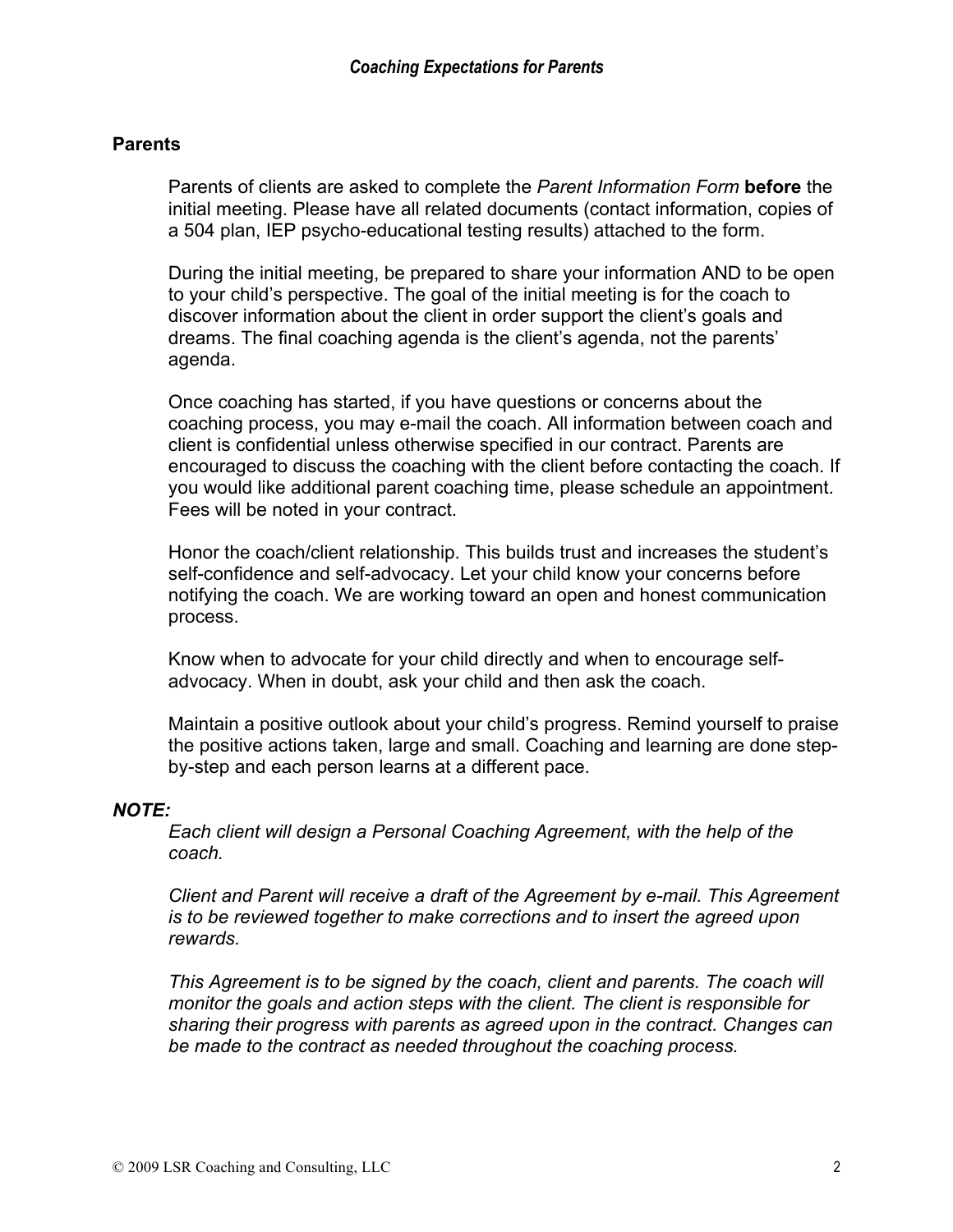## Parents

Parents of clients are asked to complete the *Parent Information Form* **before** the initial meeting. Please have all related documents (contact information, copies of a 504 plan, IEP psycho-educational testing results) attached to the form.

During the initial meeting, be prepared to share your information AND to be open to your child's perspective. The goal of the initial meeting is for the coach to discover information about the client in order support the client's goals and dreams. The final coaching agenda is the client's agenda, not the parents' agenda.

Once coaching has started, if you have questions or concerns about the coaching process, you may e-mail the coach. All information between coach and client is confidential unless otherwise specified in our contract. Parents are encouraged to discuss the coaching with the client before contacting the coach. If you would like additional parent coaching time, please schedule an appointment. Fees will be noted in your contract.

Honor the coach/client relationship. This builds trust and increases the student's self-confidence and self-advocacy. Let your child know your concerns before notifying the coach. We are working toward an open and honest communication process.

Know when to advocate for your child directly and when to encourage self-advocacy. When in doubt, ask your child and then ask the coach.

Maintain a positive outlook about your child's progress. Remind yourself to praise the positive actions taken, large and small. Coaching and learning are done step-by-step and each person learns at a different pace.

***NOTE:***

*Each client will design a Personal Coaching Agreement, with the help of the coach.*

*Client and Parent will receive a draft of the Agreement by e-mail. This Agreement is to be reviewed together to make corrections and to insert the agreed upon rewards.*

*This Agreement is to be signed by the coach, client and parents. The coach will monitor the goals and action steps with the client. The client is responsible for sharing their progress with parents as agreed upon in the contract. Changes can be made to the contract as needed throughout the coaching process.*

© 2009 LSR Coaching and Consulting, LLC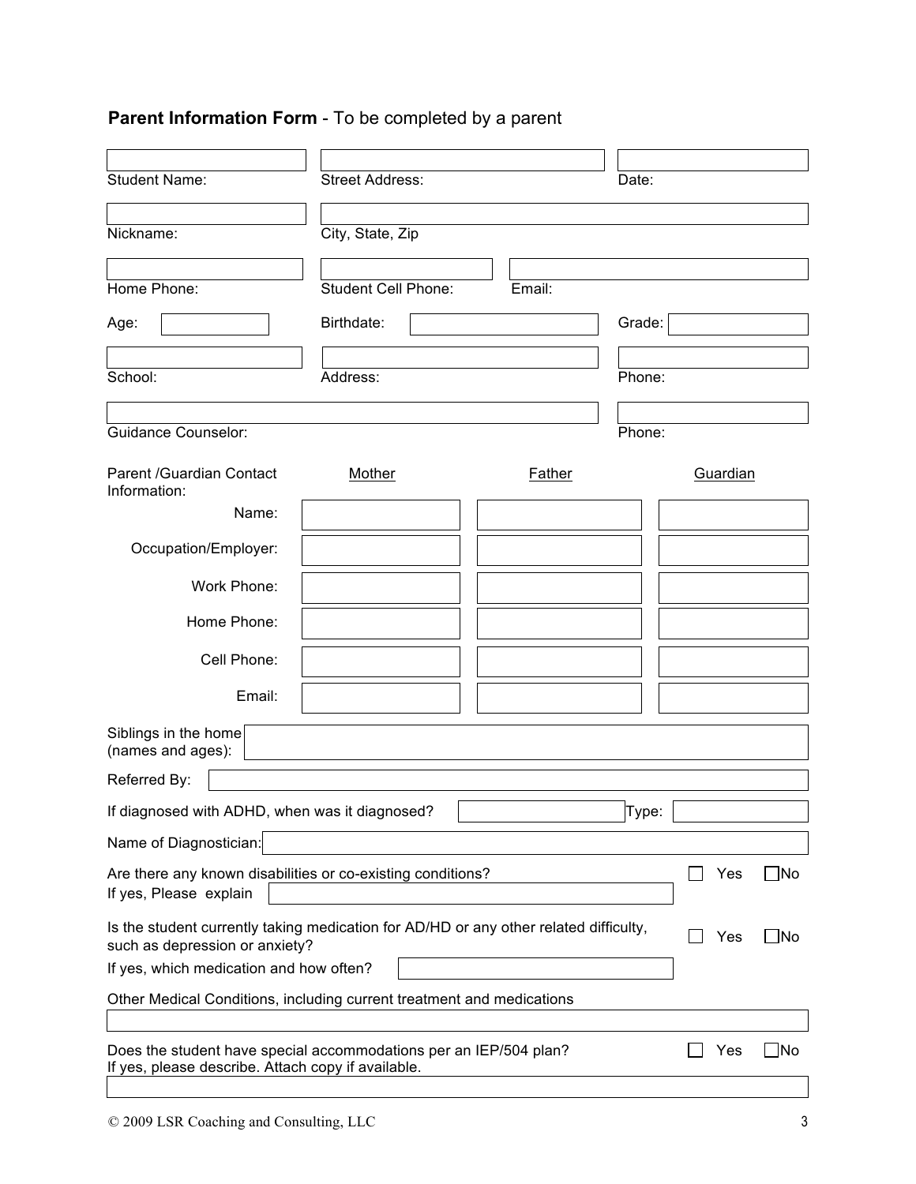**Parent Information Form** - To be completed by a parent

Student Name:

Street Address:

Date:

Nickname:

City, State, Zip

Home Phone:

Student Cell Phone:

Email:

Age:

Birthdate:

Grade:

School:

Address:

Phone:

Guidance Counselor:

Phone:

| Parent /Guardian Contact Information: | Mother | Father | Guardian |
|---|---|---|---|
| Name: | | | |
| Occupation/Employer: | | | |
| Work Phone: | | | |
| Home Phone: | | | |
| Cell Phone: | | | |
| Email: | | | |

Siblings in the home (names and ages):

Referred By:

If diagnosed with ADHD, when was it diagnosed?

Type:

Name of Diagnostician:

Are there any known disabilities or co-existing conditions? ☐ Yes ☐ No

If yes, Please explain

Is the student currently taking medication for AD/HD or any other related difficulty, such as depression or anxiety? ☐ Yes ☐ No

If yes, which medication and how often?

Other Medical Conditions, including current treatment and medications

Does the student have special accommodations per an IEP/504 plan? ☐ Yes ☐ No

If yes, please describe. Attach copy if available.

© 2009 LSR Coaching and Consulting, LLC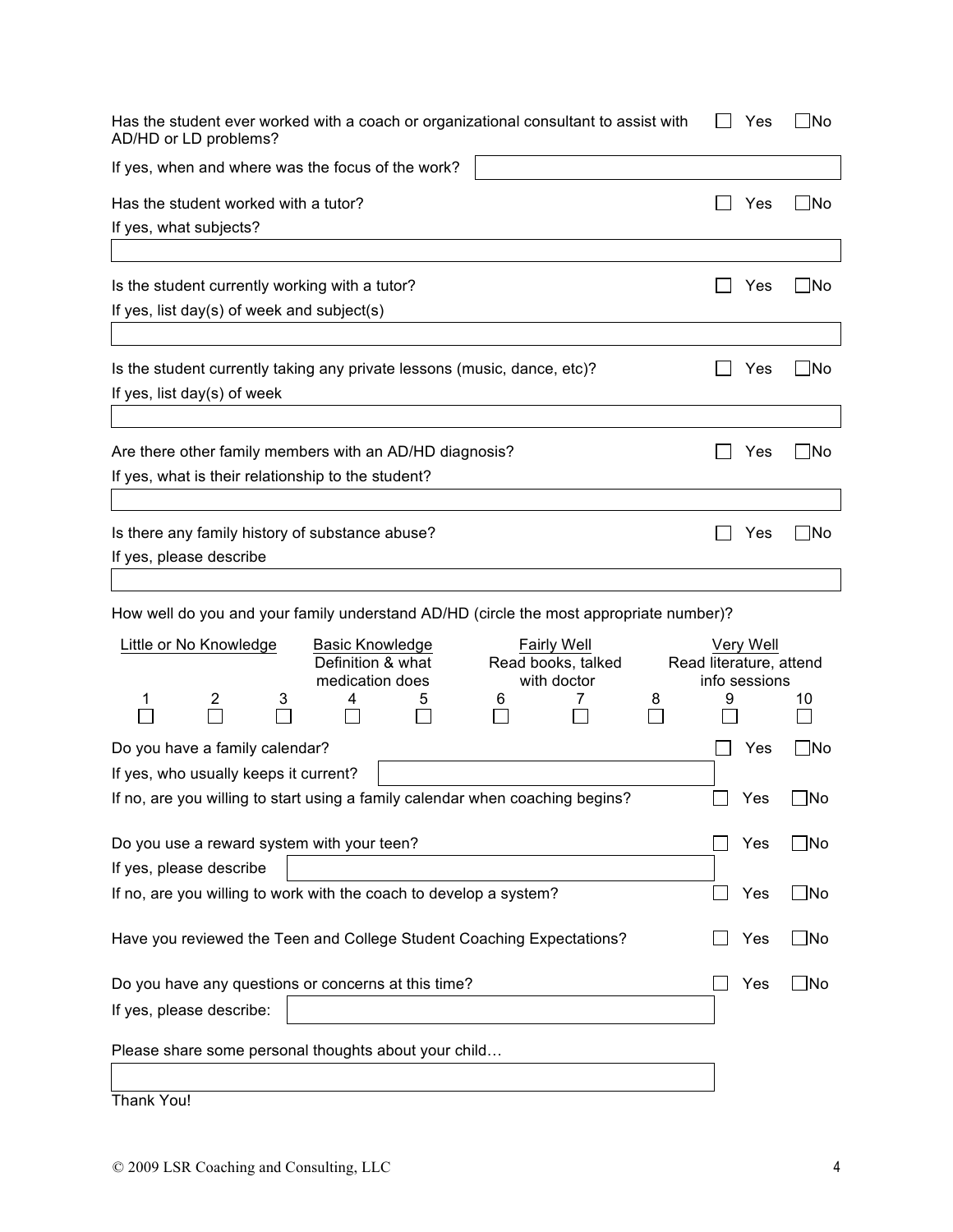Has the student ever worked with a coach or organizational consultant to assist with AD/HD or LD problems? ☐ Yes ☐ No

If yes, when and where was the focus of the work?

Has the student worked with a tutor? ☐ Yes ☐ No

If yes, what subjects?

Is the student currently working with a tutor? ☐ Yes ☐ No

If yes, list day(s) of week and subject(s)

Is the student currently taking any private lessons (music, dance, etc)? ☐ Yes ☐ No

If yes, list day(s) of week

Are there other family members with an AD/HD diagnosis? ☐ Yes ☐ No

If yes, what is their relationship to the student?

Is there any family history of substance abuse? ☐ Yes ☐ No

If yes, please describe

How well do you and your family understand AD/HD (circle the most appropriate number)?

| Little or No Knowledge | | | Basic Knowledge Definition & what medication does | | Fairly Well Read books, talked with doctor | | | Very Well Read literature, attend info sessions | |
|---|---|---|---|---|---|---|---|---|---|
| 1 | 2 | 3 | 4 | 5 | 6 | 7 | 8 | 9 | 10 |
| ☐ | ☐ | ☐ | ☐ | ☐ | ☐ | ☐ | ☐ | ☐ | ☐ |

Do you have a family calendar? ☐ Yes ☐ No

If yes, who usually keeps it current?

If no, are you willing to start using a family calendar when coaching begins? ☐ Yes ☐ No

Do you use a reward system with your teen? ☐ Yes ☐ No

If yes, please describe

If no, are you willing to work with the coach to develop a system? ☐ Yes ☐ No

Have you reviewed the Teen and College Student Coaching Expectations? ☐ Yes ☐ No

Do you have any questions or concerns at this time? ☐ Yes ☐ No

If yes, please describe:

Please share some personal thoughts about your child…

Thank You!

© 2009 LSR Coaching and Consulting, LLC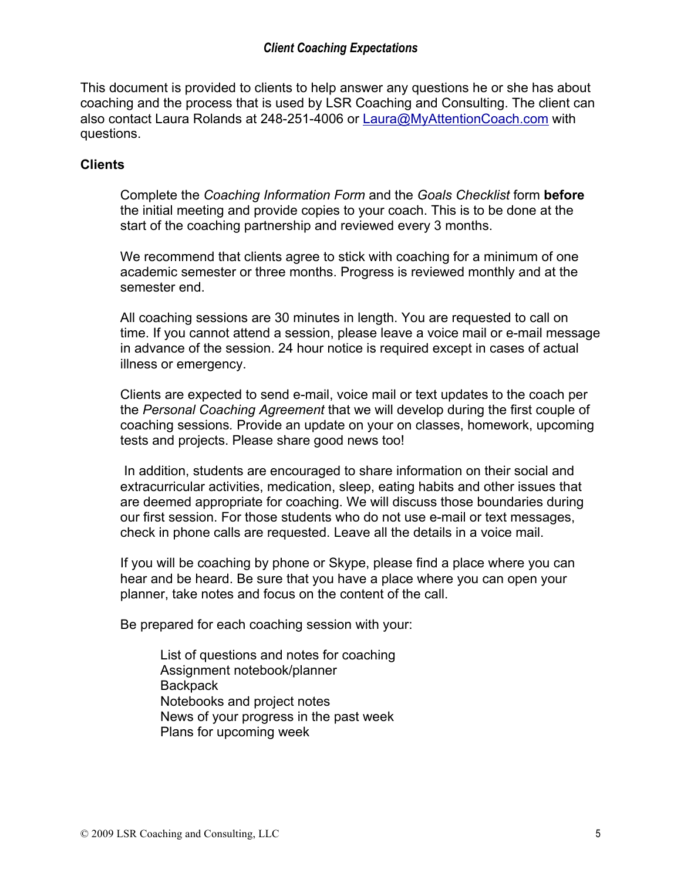### *Client Coaching Expectations*

This document is provided to clients to help answer any questions he or she has about coaching and the process that is used by LSR Coaching and Consulting. The client can also contact Laura Rolands at 248-251-4006 or Laura@MyAttentionCoach.com with questions.

**Clients**

Complete the *Coaching Information Form* and the *Goals Checklist* form **before** the initial meeting and provide copies to your coach. This is to be done at the start of the coaching partnership and reviewed every 3 months.

We recommend that clients agree to stick with coaching for a minimum of one academic semester or three months. Progress is reviewed monthly and at the semester end.

All coaching sessions are 30 minutes in length. You are requested to call on time. If you cannot attend a session, please leave a voice mail or e-mail message in advance of the session. 24 hour notice is required except in cases of actual illness or emergency.

Clients are expected to send e-mail, voice mail or text updates to the coach per the *Personal Coaching Agreement* that we will develop during the first couple of coaching sessions. Provide an update on your on classes, homework, upcoming tests and projects. Please share good news too!

In addition, students are encouraged to share information on their social and extracurricular activities, medication, sleep, eating habits and other issues that are deemed appropriate for coaching. We will discuss those boundaries during our first session. For those students who do not use e-mail or text messages, check in phone calls are requested. Leave all the details in a voice mail.

If you will be coaching by phone or Skype, please find a place where you can hear and be heard. Be sure that you have a place where you can open your planner, take notes and focus on the content of the call.

Be prepared for each coaching session with your:

- List of questions and notes for coaching
- Assignment notebook/planner
- Backpack
- Notebooks and project notes
- News of your progress in the past week
- Plans for upcoming week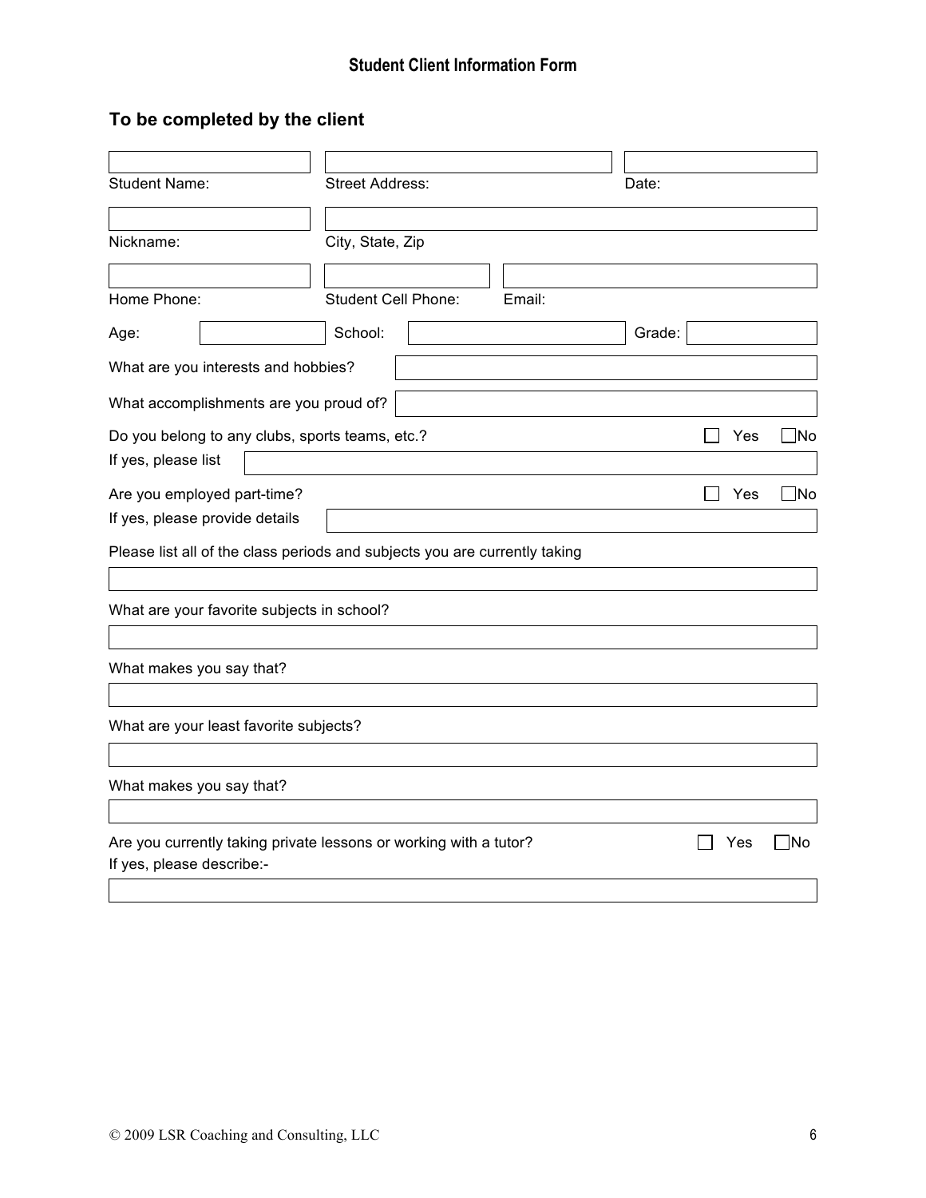**Student Client Information Form**

## To be completed by the client

| | | |
|---|---|---|
| Student Name: | Street Address: | Date: |
| Nickname: | City, State, Zip | |
| Home Phone: | Student Cell Phone: | Email: |

Age: ______ School: ______ Grade: ______

What are you interests and hobbies?

What accomplishments are you proud of?

Do you belong to any clubs, sports teams, etc.? ☐ Yes ☐ No

If yes, please list

Are you employed part-time? ☐ Yes ☐ No

If yes, please provide details

Please list all of the class periods and subjects you are currently taking

What are your favorite subjects in school?

What makes you say that?

What are your least favorite subjects?

What makes you say that?

Are you currently taking private lessons or working with a tutor? ☐ Yes ☐ No

If yes, please describe:-

© 2009 LSR Coaching and Consulting, LLC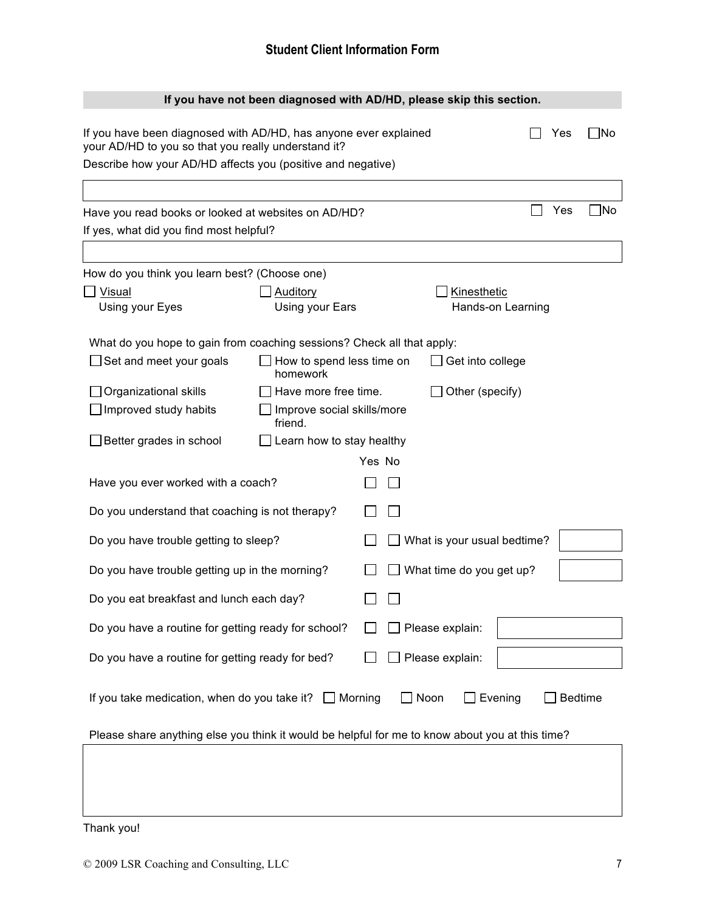## Student Client Information Form

**If you have not been diagnosed with AD/HD, please skip this section.**

If you have been diagnosed with AD/HD, has anyone ever explained your AD/HD to you so that you really understand it? ☐ Yes ☐ No

Describe how your AD/HD affects you (positive and negative)

| |
|---|
| |

Have you read books or looked at websites on AD/HD? ☐ Yes ☐ No

If yes, what did you find most helpful?

| |
|---|
| |

How do you think you learn best? (Choose one)

| | | |
|---|---|---|
| ☐ Visual<br>Using your Eyes | ☐ Auditory<br>Using your Ears | ☐ Kinesthetic<br>Hands-on Learning |

What do you hope to gain from coaching sessions? Check all that apply:

| | | |
|---|---|---|
| ☐ Set and meet your goals | ☐ How to spend less time on homework | ☐ Get into college |
| ☐ Organizational skills | ☐ Have more free time. | ☐ Other (specify) |
| ☐ Improved study habits | ☐ Improve social skills/more friend. | |
| ☐ Better grades in school | ☐ Learn how to stay healthy | |

| | Yes | No | | |
|---|---|---|---|---|
| Have you ever worked with a coach? | ☐ | ☐ | | |
| Do you understand that coaching is not therapy? | ☐ | ☐ | | |
| Do you have trouble getting to sleep? | ☐ | ☐ | What is your usual bedtime? | |
| Do you have trouble getting up in the morning? | ☐ | ☐ | What time do you get up? | |
| Do you eat breakfast and lunch each day? | ☐ | ☐ | | |
| Do you have a routine for getting ready for school? | ☐ | ☐ | Please explain: | |
| Do you have a routine for getting ready for bed? | ☐ | ☐ | Please explain: | |

If you take medication, when do you take it? ☐ Morning ☐ Noon ☐ Evening ☐ Bedtime

Please share anything else you think it would be helpful for me to know about you at this time?

| |
|---|
| |

Thank you!

© 2009 LSR Coaching and Consulting, LLC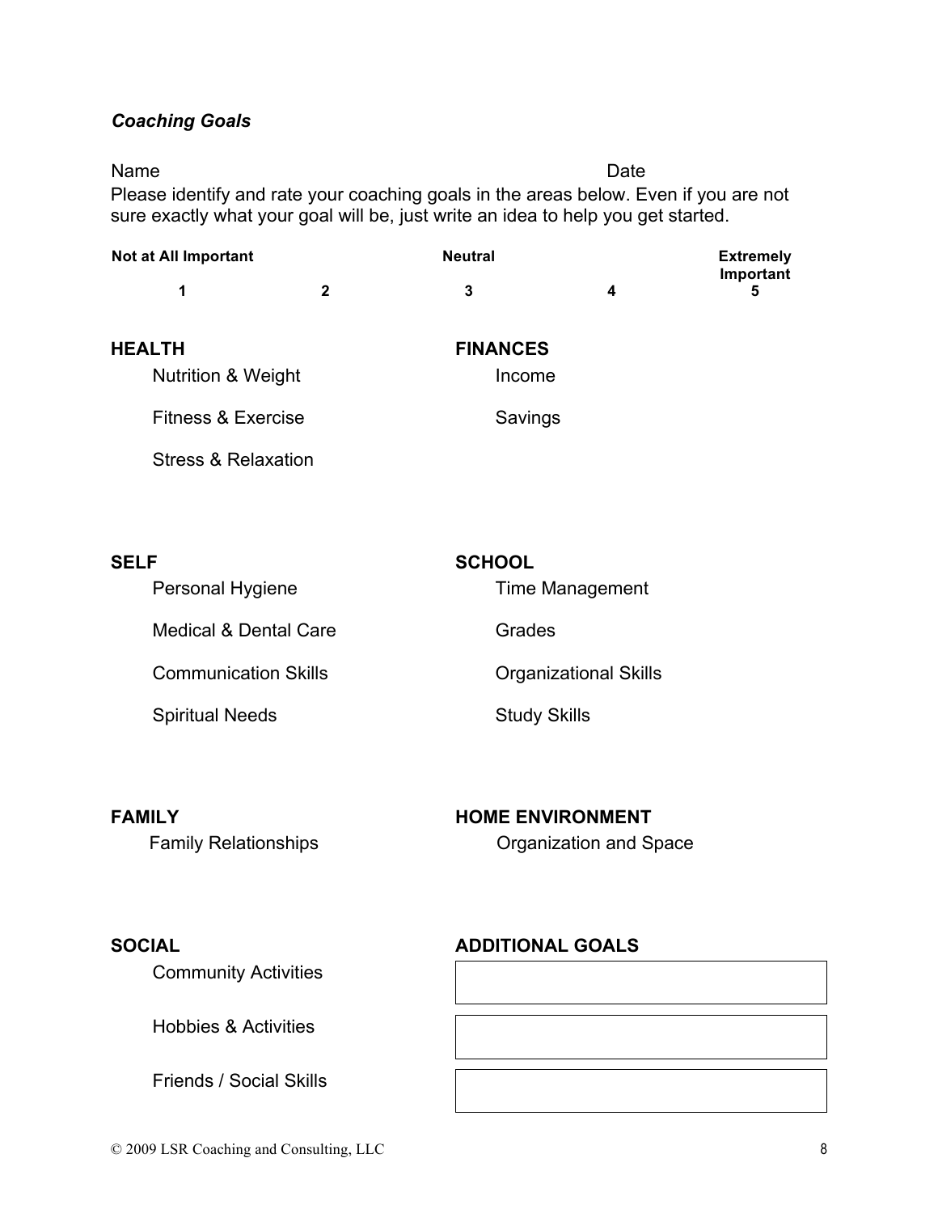*Coaching Goals*

Name Date

Please identify and rate your coaching goals in the areas below. Even if you are not sure exactly what your goal will be, just write an idea to help you get started.

| Not at All Important | | Neutral | | Extremely Important |
|---|---|---|---|---|
| 1 | 2 | 3 | 4 | 5 |

**HEALTH**

- Nutrition & Weight
- Fitness & Exercise
- Stress & Relaxation

**FINANCES**

- Income
- Savings

**SELF**

- Personal Hygiene
- Medical & Dental Care
- Communication Skills
- Spiritual Needs

**SCHOOL**

- Time Management
- Grades
- Organizational Skills
- Study Skills

**FAMILY**

- Family Relationships

**HOME ENVIRONMENT**

- Organization and Space

**SOCIAL**

- Community Activities
- Hobbies & Activities
- Friends / Social Skills

**ADDITIONAL GOALS**

© 2009 LSR Coaching and Consulting, LLC